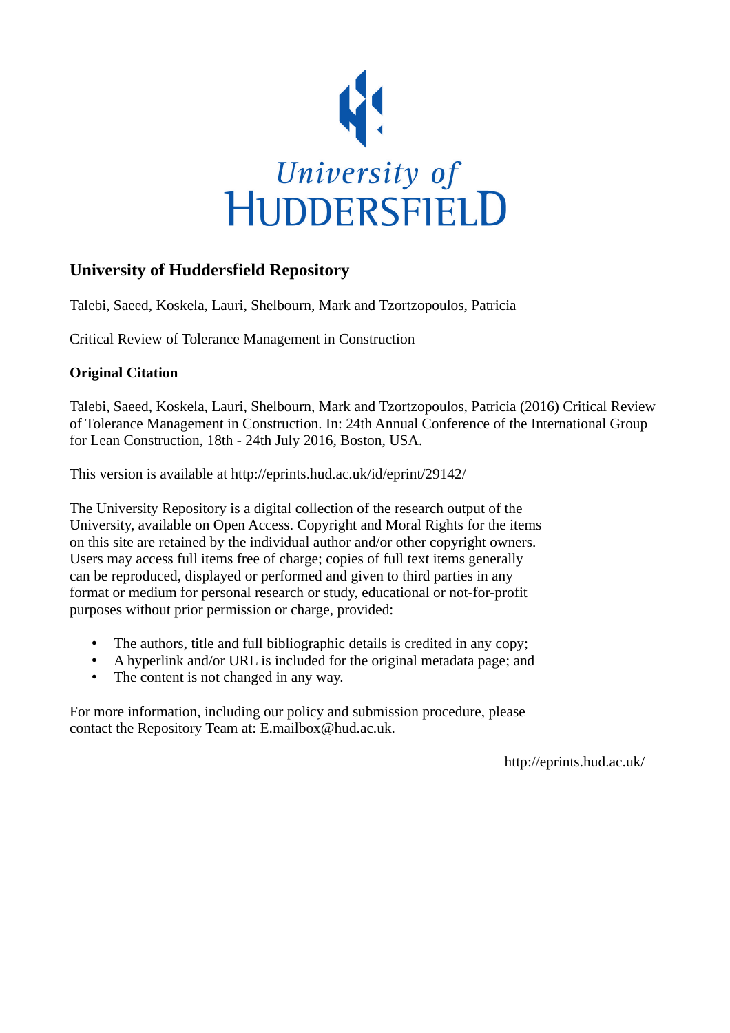University of Huddersfield

# University of Huddersfield Repository

Talebi, Saeed, Koskela, Lauri, Shelbourn, Mark and Tzortzopoulos, Patricia

Critical Review of Tolerance Management in Construction

**Original Citation**

Talebi, Saeed, Koskela, Lauri, Shelbourn, Mark and Tzortzopoulos, Patricia (2016) Critical Review of Tolerance Management in Construction. In: 24th Annual Conference of the International Group for Lean Construction, 18th - 24th July 2016, Boston, USA.

This version is available at http://eprints.hud.ac.uk/id/eprint/29142/

The University Repository is a digital collection of the research output of the University, available on Open Access. Copyright and Moral Rights for the items on this site are retained by the individual author and/or other copyright owners. Users may access full items free of charge; copies of full text items generally can be reproduced, displayed or performed and given to third parties in any format or medium for personal research or study, educational or not-for-profit purposes without prior permission or charge, provided:

- The authors, title and full bibliographic details is credited in any copy;
- A hyperlink and/or URL is included for the original metadata page; and
- The content is not changed in any way.

For more information, including our policy and submission procedure, please contact the Repository Team at: E.mailbox@hud.ac.uk.

http://eprints.hud.ac.uk/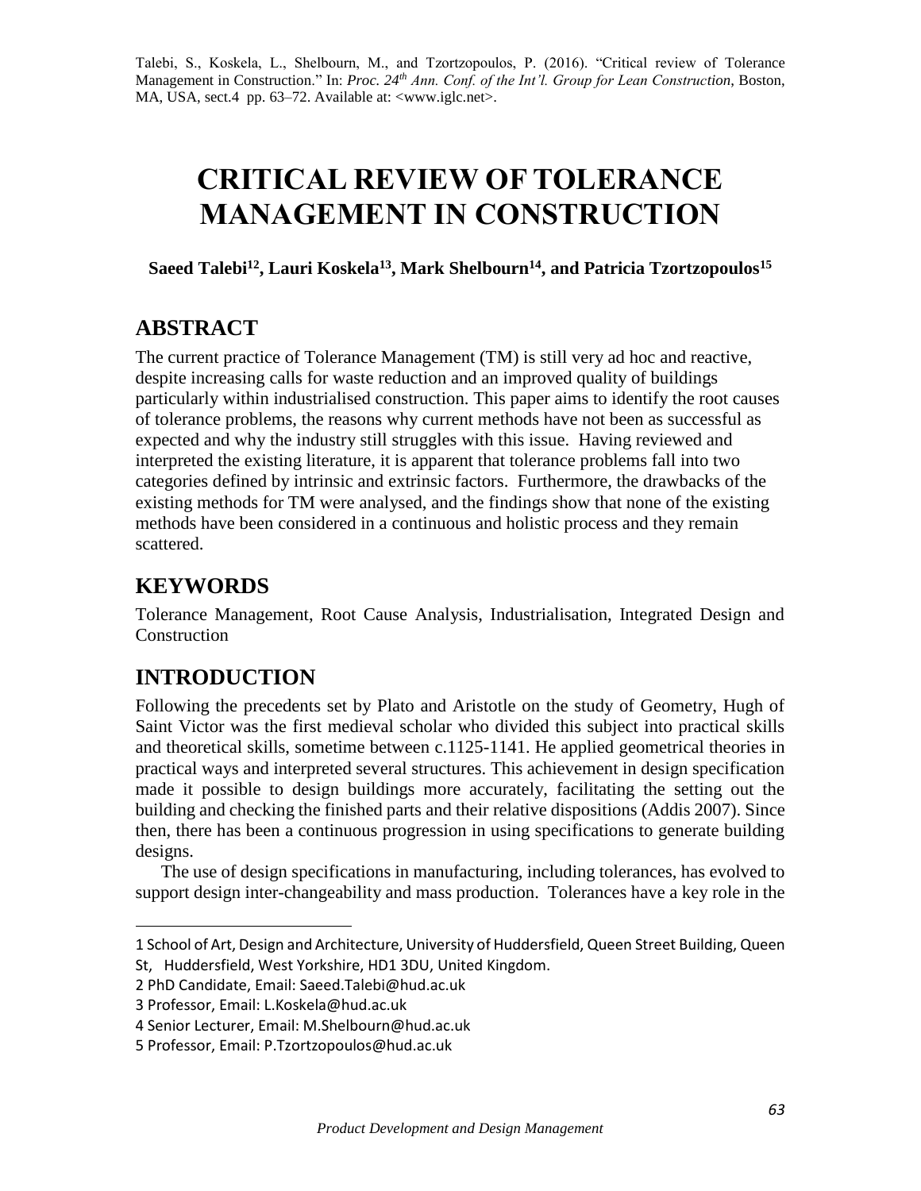Talebi, S., Koskela, L., Shelbourn, M., and Tzortzopoulos, P. (2016). "Critical review of Tolerance Management in Construction." In: *Proc. 24th Ann. Conf. of the Int'l. Group for Lean Construction*, Boston, MA, USA, sect.4 pp. 63–72. Available at: <www.iglc.net>.

# CRITICAL REVIEW OF TOLERANCE MANAGEMENT IN CONSTRUCTION

**Saeed Talebi[1,2], Lauri Koskela[1,3], Mark Shelbourn[1,4], and Patricia Tzortzopoulos[1,5]**

## ABSTRACT

The current practice of Tolerance Management (TM) is still very ad hoc and reactive, despite increasing calls for waste reduction and an improved quality of buildings particularly within industrialised construction. This paper aims to identify the root causes of tolerance problems, the reasons why current methods have not been as successful as expected and why the industry still struggles with this issue. Having reviewed and interpreted the existing literature, it is apparent that tolerance problems fall into two categories defined by intrinsic and extrinsic factors. Furthermore, the drawbacks of the existing methods for TM were analysed, and the findings show that none of the existing methods have been considered in a continuous and holistic process and they remain scattered.

## KEYWORDS

Tolerance Management, Root Cause Analysis, Industrialisation, Integrated Design and Construction

## INTRODUCTION

Following the precedents set by Plato and Aristotle on the study of Geometry, Hugh of Saint Victor was the first medieval scholar who divided this subject into practical skills and theoretical skills, sometime between c.1125-1141. He applied geometrical theories in practical ways and interpreted several structures. This achievement in design specification made it possible to design buildings more accurately, facilitating the setting out the building and checking the finished parts and their relative dispositions (Addis 2007). Since then, there has been a continuous progression in using specifications to generate building designs.

The use of design specifications in manufacturing, including tolerances, has evolved to support design inter-changeability and mass production. Tolerances have a key role in the

---

1 School of Art, Design and Architecture, University of Huddersfield, Queen Street Building, Queen St, Huddersfield, West Yorkshire, HD1 3DU, United Kingdom.

2 PhD Candidate, Email: Saeed.Talebi@hud.ac.uk

3 Professor, Email: L.Koskela@hud.ac.uk

4 Senior Lecturer, Email: M.Shelbourn@hud.ac.uk

5 Professor, Email: P.Tzortzopoulos@hud.ac.uk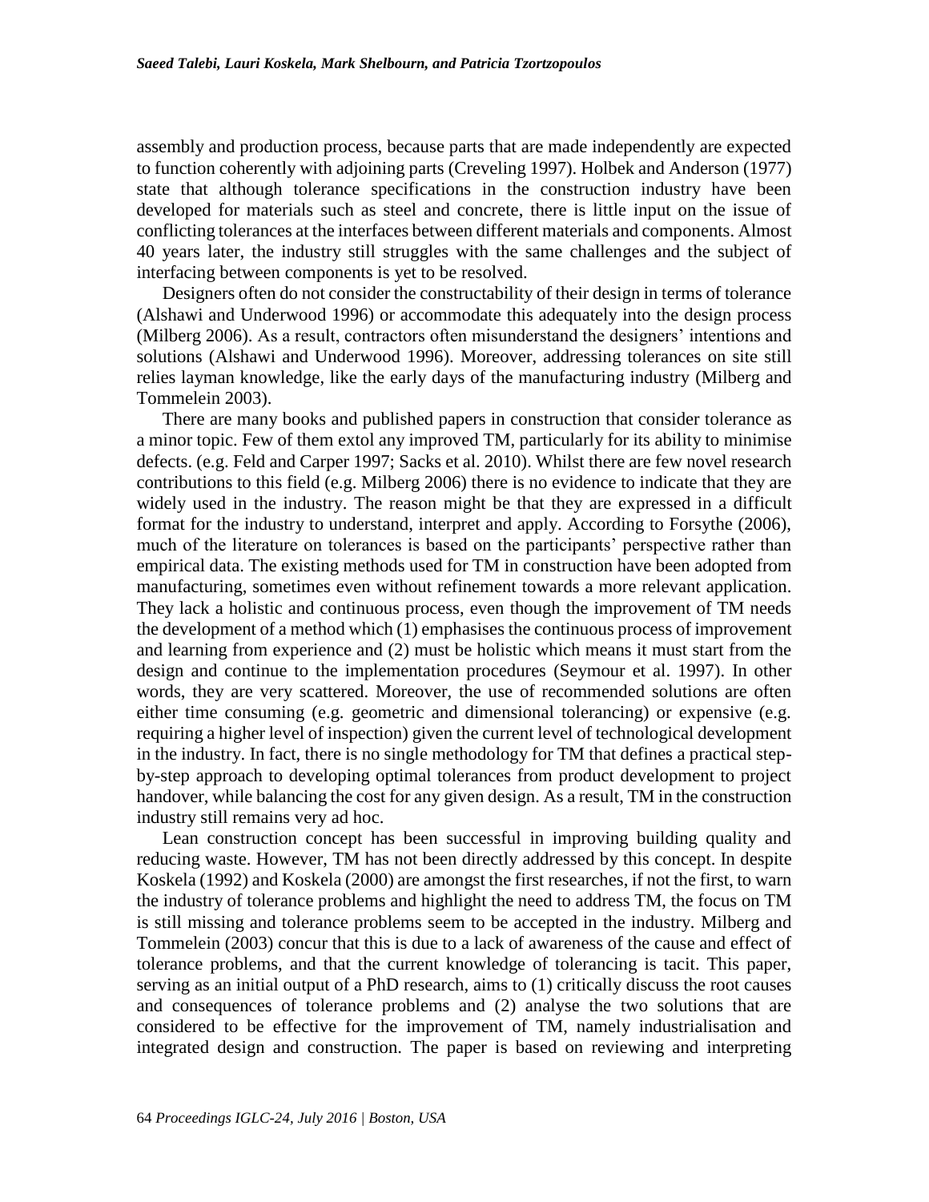assembly and production process, because parts that are made independently are expected to function coherently with adjoining parts (Creveling 1997). Holbek and Anderson (1977) state that although tolerance specifications in the construction industry have been developed for materials such as steel and concrete, there is little input on the issue of conflicting tolerances at the interfaces between different materials and components. Almost 40 years later, the industry still struggles with the same challenges and the subject of interfacing between components is yet to be resolved.

Designers often do not consider the constructability of their design in terms of tolerance (Alshawi and Underwood 1996) or accommodate this adequately into the design process (Milberg 2006). As a result, contractors often misunderstand the designers' intentions and solutions (Alshawi and Underwood 1996). Moreover, addressing tolerances on site still relies layman knowledge, like the early days of the manufacturing industry (Milberg and Tommelein 2003).

There are many books and published papers in construction that consider tolerance as a minor topic. Few of them extol any improved TM, particularly for its ability to minimise defects. (e.g. Feld and Carper 1997; Sacks et al. 2010). Whilst there are few novel research contributions to this field (e.g. Milberg 2006) there is no evidence to indicate that they are widely used in the industry. The reason might be that they are expressed in a difficult format for the industry to understand, interpret and apply. According to Forsythe (2006), much of the literature on tolerances is based on the participants' perspective rather than empirical data. The existing methods used for TM in construction have been adopted from manufacturing, sometimes even without refinement towards a more relevant application. They lack a holistic and continuous process, even though the improvement of TM needs the development of a method which (1) emphasises the continuous process of improvement and learning from experience and (2) must be holistic which means it must start from the design and continue to the implementation procedures (Seymour et al. 1997). In other words, they are very scattered. Moreover, the use of recommended solutions are often either time consuming (e.g. geometric and dimensional tolerancing) or expensive (e.g. requiring a higher level of inspection) given the current level of technological development in the industry. In fact, there is no single methodology for TM that defines a practical step-by-step approach to developing optimal tolerances from product development to project handover, while balancing the cost for any given design. As a result, TM in the construction industry still remains very ad hoc.

Lean construction concept has been successful in improving building quality and reducing waste. However, TM has not been directly addressed by this concept. In despite Koskela (1992) and Koskela (2000) are amongst the first researches, if not the first, to warn the industry of tolerance problems and highlight the need to address TM, the focus on TM is still missing and tolerance problems seem to be accepted in the industry. Milberg and Tommelein (2003) concur that this is due to a lack of awareness of the cause and effect of tolerance problems, and that the current knowledge of tolerancing is tacit. This paper, serving as an initial output of a PhD research, aims to (1) critically discuss the root causes and consequences of tolerance problems and (2) analyse the two solutions that are considered to be effective for the improvement of TM, namely industrialisation and integrated design and construction. The paper is based on reviewing and interpreting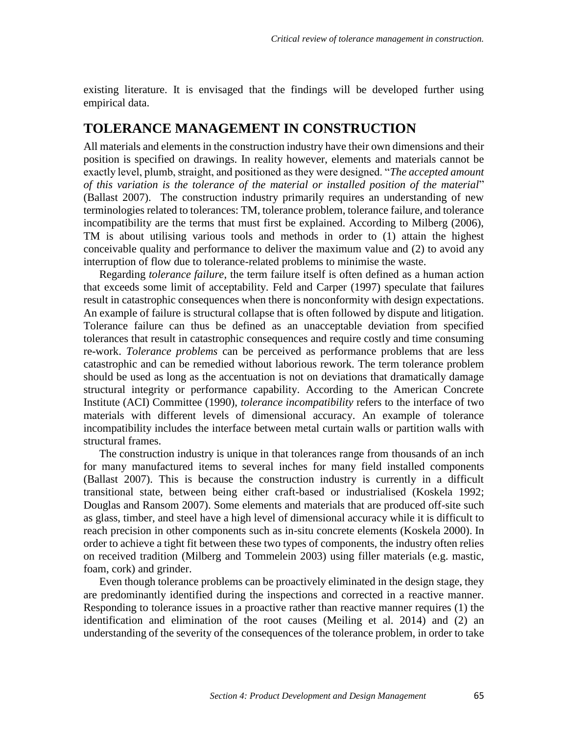existing literature. It is envisaged that the findings will be developed further using empirical data.

## TOLERANCE MANAGEMENT IN CONSTRUCTION

All materials and elements in the construction industry have their own dimensions and their position is specified on drawings. In reality however, elements and materials cannot be exactly level, plumb, straight, and positioned as they were designed. "*The accepted amount of this variation is the tolerance of the material or installed position of the material*" (Ballast 2007). The construction industry primarily requires an understanding of new terminologies related to tolerances: TM, tolerance problem, tolerance failure, and tolerance incompatibility are the terms that must first be explained. According to Milberg (2006), TM is about utilising various tools and methods in order to (1) attain the highest conceivable quality and performance to deliver the maximum value and (2) to avoid any interruption of flow due to tolerance-related problems to minimise the waste.

Regarding *tolerance failure*, the term failure itself is often defined as a human action that exceeds some limit of acceptability. Feld and Carper (1997) speculate that failures result in catastrophic consequences when there is nonconformity with design expectations. An example of failure is structural collapse that is often followed by dispute and litigation. Tolerance failure can thus be defined as an unacceptable deviation from specified tolerances that result in catastrophic consequences and require costly and time consuming re-work. *Tolerance problems* can be perceived as performance problems that are less catastrophic and can be remedied without laborious rework. The term tolerance problem should be used as long as the accentuation is not on deviations that dramatically damage structural integrity or performance capability. According to the American Concrete Institute (ACI) Committee (1990), *tolerance incompatibility* refers to the interface of two materials with different levels of dimensional accuracy. An example of tolerance incompatibility includes the interface between metal curtain walls or partition walls with structural frames.

The construction industry is unique in that tolerances range from thousands of an inch for many manufactured items to several inches for many field installed components (Ballast 2007). This is because the construction industry is currently in a difficult transitional state, between being either craft-based or industrialised (Koskela 1992; Douglas and Ransom 2007). Some elements and materials that are produced off-site such as glass, timber, and steel have a high level of dimensional accuracy while it is difficult to reach precision in other components such as in-situ concrete elements (Koskela 2000). In order to achieve a tight fit between these two types of components, the industry often relies on received tradition (Milberg and Tommelein 2003) using filler materials (e.g. mastic, foam, cork) and grinder.

Even though tolerance problems can be proactively eliminated in the design stage, they are predominantly identified during the inspections and corrected in a reactive manner. Responding to tolerance issues in a proactive rather than reactive manner requires (1) the identification and elimination of the root causes (Meiling et al. 2014) and (2) an understanding of the severity of the consequences of the tolerance problem, in order to take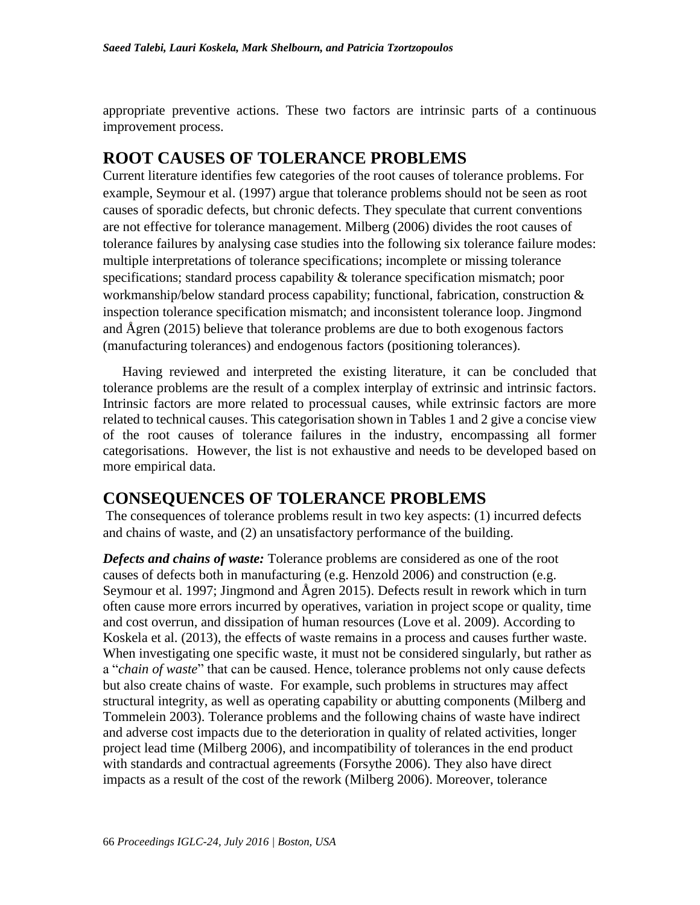appropriate preventive actions. These two factors are intrinsic parts of a continuous improvement process.

## ROOT CAUSES OF TOLERANCE PROBLEMS

Current literature identifies few categories of the root causes of tolerance problems. For example, Seymour et al. (1997) argue that tolerance problems should not be seen as root causes of sporadic defects, but chronic defects. They speculate that current conventions are not effective for tolerance management. Milberg (2006) divides the root causes of tolerance failures by analysing case studies into the following six tolerance failure modes: multiple interpretations of tolerance specifications; incomplete or missing tolerance specifications; standard process capability & tolerance specification mismatch; poor workmanship/below standard process capability; functional, fabrication, construction & inspection tolerance specification mismatch; and inconsistent tolerance loop. Jingmond and Ågren (2015) believe that tolerance problems are due to both exogenous factors (manufacturing tolerances) and endogenous factors (positioning tolerances).

Having reviewed and interpreted the existing literature, it can be concluded that tolerance problems are the result of a complex interplay of extrinsic and intrinsic factors. Intrinsic factors are more related to processual causes, while extrinsic factors are more related to technical causes. This categorisation shown in Tables 1 and 2 give a concise view of the root causes of tolerance failures in the industry, encompassing all former categorisations. However, the list is not exhaustive and needs to be developed based on more empirical data.

## CONSEQUENCES OF TOLERANCE PROBLEMS

The consequences of tolerance problems result in two key aspects: (1) incurred defects and chains of waste, and (2) an unsatisfactory performance of the building.

***Defects and chains of waste:*** Tolerance problems are considered as one of the root causes of defects both in manufacturing (e.g. Henzold 2006) and construction (e.g. Seymour et al. 1997; Jingmond and Ågren 2015). Defects result in rework which in turn often cause more errors incurred by operatives, variation in project scope or quality, time and cost overrun, and dissipation of human resources (Love et al. 2009). According to Koskela et al. (2013), the effects of waste remains in a process and causes further waste. When investigating one specific waste, it must not be considered singularly, but rather as a "*chain of waste*" that can be caused. Hence, tolerance problems not only cause defects but also create chains of waste. For example, such problems in structures may affect structural integrity, as well as operating capability or abutting components (Milberg and Tommelein 2003). Tolerance problems and the following chains of waste have indirect and adverse cost impacts due to the deterioration in quality of related activities, longer project lead time (Milberg 2006), and incompatibility of tolerances in the end product with standards and contractual agreements (Forsythe 2006). They also have direct impacts as a result of the cost of the rework (Milberg 2006). Moreover, tolerance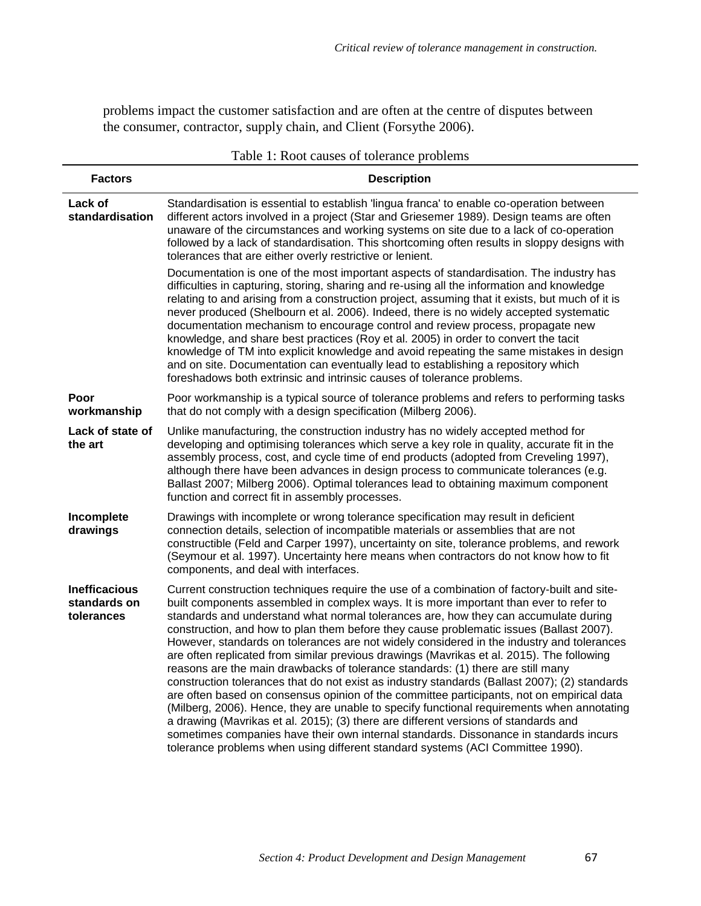problems impact the customer satisfaction and are often at the centre of disputes between the consumer, contractor, supply chain, and Client (Forsythe 2006).

Table 1: Root causes of tolerance problems

| Factors | Description |
|---|---|
| **Lack of standardisation** | Standardisation is essential to establish 'lingua franca' to enable co-operation between different actors involved in a project (Star and Griesemer 1989). Design teams are often unaware of the circumstances and working systems on site due to a lack of co-operation followed by a lack of standardisation. This shortcoming often results in sloppy designs with tolerances that are either overly restrictive or lenient.<br><br>Documentation is one of the most important aspects of standardisation. The industry has difficulties in capturing, storing, sharing and re-using all the information and knowledge relating to and arising from a construction project, assuming that it exists, but much of it is never produced (Shelbourn et al. 2006). Indeed, there is no widely accepted systematic documentation mechanism to encourage control and review process, propagate new knowledge, and share best practices (Roy et al. 2005) in order to convert the tacit knowledge of TM into explicit knowledge and avoid repeating the same mistakes in design and on site. Documentation can eventually lead to establishing a repository which foreshadows both extrinsic and intrinsic causes of tolerance problems. |
| **Poor workmanship** | Poor workmanship is a typical source of tolerance problems and refers to performing tasks that do not comply with a design specification (Milberg 2006). |
| **Lack of state of the art** | Unlike manufacturing, the construction industry has no widely accepted method for developing and optimising tolerances which serve a key role in quality, accurate fit in the assembly process, cost, and cycle time of end products (adopted from Creveling 1997), although there have been advances in design process to communicate tolerances (e.g. Ballast 2007; Milberg 2006). Optimal tolerances lead to obtaining maximum component function and correct fit in assembly processes. |
| **Incomplete drawings** | Drawings with incomplete or wrong tolerance specification may result in deficient connection details, selection of incompatible materials or assemblies that are not constructible (Feld and Carper 1997), uncertainty on site, tolerance problems, and rework (Seymour et al. 1997). Uncertainty here means when contractors do not know how to fit components, and deal with interfaces. |
| **Inefficacious standards on tolerances** | Current construction techniques require the use of a combination of factory-built and site-built components assembled in complex ways. It is more important than ever to refer to standards and understand what normal tolerances are, how they can accumulate during construction, and how to plan them before they cause problematic issues (Ballast 2007). However, standards on tolerances are not widely considered in the industry and tolerances are often replicated from similar previous drawings (Mavrikas et al. 2015). The following reasons are the main drawbacks of tolerance standards: (1) there are still many construction tolerances that do not exist as industry standards (Ballast 2007); (2) standards are often based on consensus opinion of the committee participants, not on empirical data (Milberg, 2006). Hence, they are unable to specify functional requirements when annotating a drawing (Mavrikas et al. 2015); (3) there are different versions of standards and sometimes companies have their own internal standards. Dissonance in standards incurs tolerance problems when using different standard systems (ACI Committee 1990). |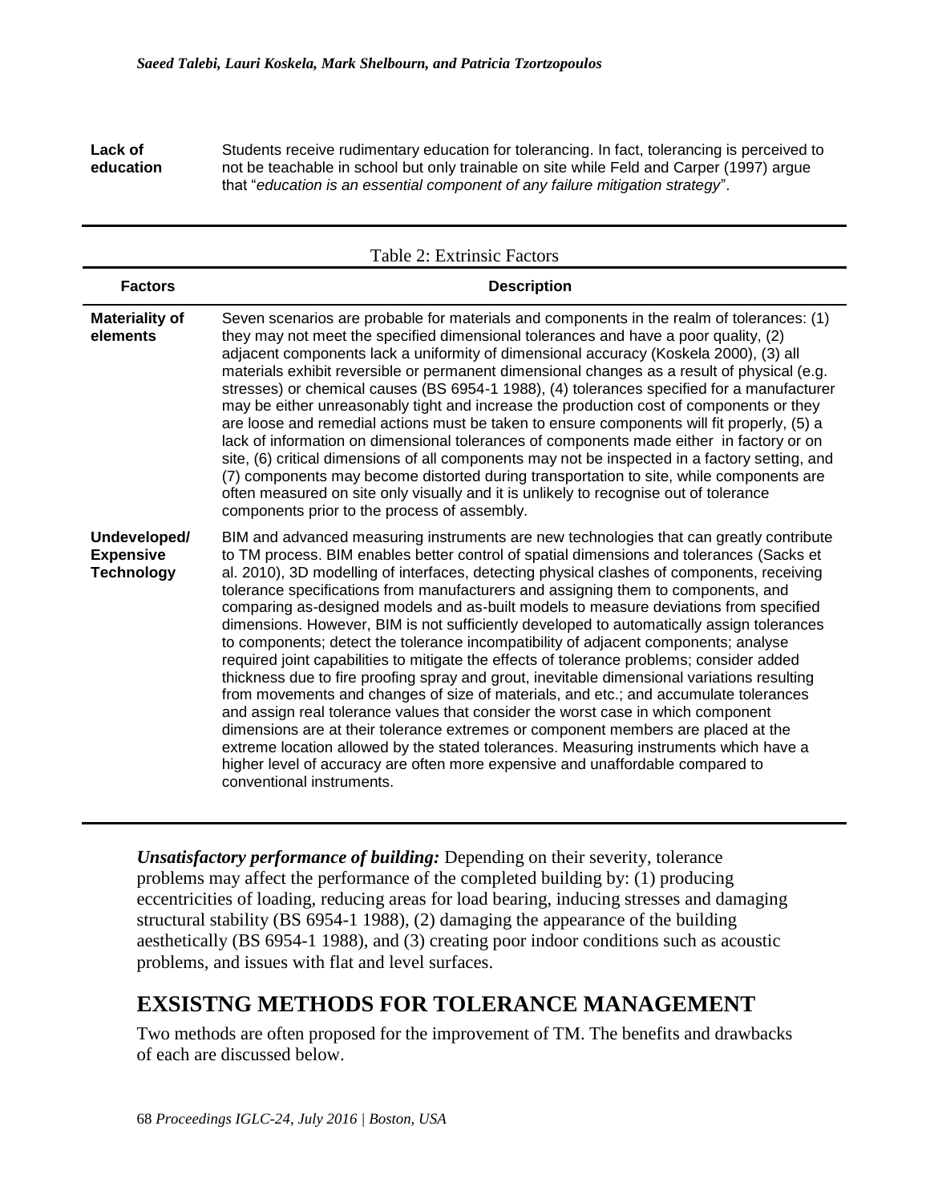| | |
|---|---|
| **Lack of education** | Students receive rudimentary education for tolerancing. In fact, tolerancing is perceived to not be teachable in school but only trainable on site while Feld and Carper (1997) argue that "*education is an essential component of any failure mitigation strategy*". |

Table 2: Extrinsic Factors

| Factors | Description |
|---|---|
| **Materiality of elements** | Seven scenarios are probable for materials and components in the realm of tolerances: (1) they may not meet the specified dimensional tolerances and have a poor quality, (2) adjacent components lack a uniformity of dimensional accuracy (Koskela 2000), (3) all materials exhibit reversible or permanent dimensional changes as a result of physical (e.g. stresses) or chemical causes (BS 6954-1 1988), (4) tolerances specified for a manufacturer may be either unreasonably tight and increase the production cost of components or they are loose and remedial actions must be taken to ensure components will fit properly, (5) a lack of information on dimensional tolerances of components made either in factory or on site, (6) critical dimensions of all components may not be inspected in a factory setting, and (7) components may become distorted during transportation to site, while components are often measured on site only visually and it is unlikely to recognise out of tolerance components prior to the process of assembly. |
| **Undeveloped/ Expensive Technology** | BIM and advanced measuring instruments are new technologies that can greatly contribute to TM process. BIM enables better control of spatial dimensions and tolerances (Sacks et al. 2010), 3D modelling of interfaces, detecting physical clashes of components, receiving tolerance specifications from manufacturers and assigning them to components, and comparing as-designed models and as-built models to measure deviations from specified dimensions. However, BIM is not sufficiently developed to automatically assign tolerances to components; detect the tolerance incompatibility of adjacent components; analyse required joint capabilities to mitigate the effects of tolerance problems; consider added thickness due to fire proofing spray and grout, inevitable dimensional variations resulting from movements and changes of size of materials, and etc.; and accumulate tolerances and assign real tolerance values that consider the worst case in which component dimensions are at their tolerance extremes or component members are placed at the extreme location allowed by the stated tolerances. Measuring instruments which have a higher level of accuracy are often more expensive and unaffordable compared to conventional instruments. |

***Unsatisfactory performance of building:*** Depending on their severity, tolerance problems may affect the performance of the completed building by: (1) producing eccentricities of loading, reducing areas for load bearing, inducing stresses and damaging structural stability (BS 6954-1 1988), (2) damaging the appearance of the building aesthetically (BS 6954-1 1988), and (3) creating poor indoor conditions such as acoustic problems, and issues with flat and level surfaces.

## EXSISTNG METHODS FOR TOLERANCE MANAGEMENT

Two methods are often proposed for the improvement of TM. The benefits and drawbacks of each are discussed below.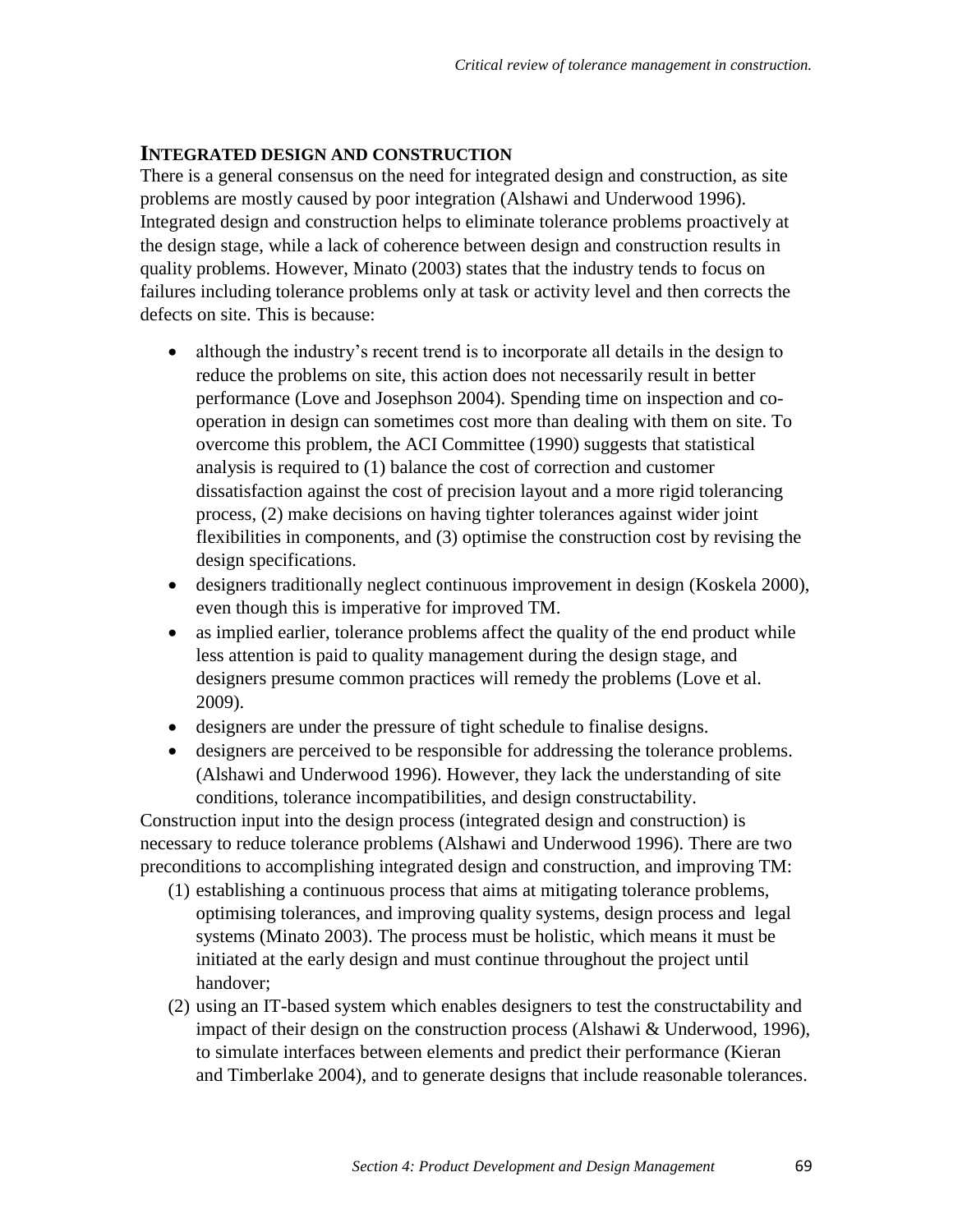## INTEGRATED DESIGN AND CONSTRUCTION

There is a general consensus on the need for integrated design and construction, as site problems are mostly caused by poor integration (Alshawi and Underwood 1996). Integrated design and construction helps to eliminate tolerance problems proactively at the design stage, while a lack of coherence between design and construction results in quality problems. However, Minato (2003) states that the industry tends to focus on failures including tolerance problems only at task or activity level and then corrects the defects on site. This is because:

- although the industry's recent trend is to incorporate all details in the design to reduce the problems on site, this action does not necessarily result in better performance (Love and Josephson 2004). Spending time on inspection and co-operation in design can sometimes cost more than dealing with them on site. To overcome this problem, the ACI Committee (1990) suggests that statistical analysis is required to (1) balance the cost of correction and customer dissatisfaction against the cost of precision layout and a more rigid tolerancing process, (2) make decisions on having tighter tolerances against wider joint flexibilities in components, and (3) optimise the construction cost by revising the design specifications.
- designers traditionally neglect continuous improvement in design (Koskela 2000), even though this is imperative for improved TM.
- as implied earlier, tolerance problems affect the quality of the end product while less attention is paid to quality management during the design stage, and designers presume common practices will remedy the problems (Love et al. 2009).
- designers are under the pressure of tight schedule to finalise designs.
- designers are perceived to be responsible for addressing the tolerance problems. (Alshawi and Underwood 1996). However, they lack the understanding of site conditions, tolerance incompatibilities, and design constructability.

Construction input into the design process (integrated design and construction) is necessary to reduce tolerance problems (Alshawi and Underwood 1996). There are two preconditions to accomplishing integrated design and construction, and improving TM:

(1) establishing a continuous process that aims at mitigating tolerance problems, optimising tolerances, and improving quality systems, design process and legal systems (Minato 2003). The process must be holistic, which means it must be initiated at the early design and must continue throughout the project until handover;

(2) using an IT-based system which enables designers to test the constructability and impact of their design on the construction process (Alshawi & Underwood, 1996), to simulate interfaces between elements and predict their performance (Kieran and Timberlake 2004), and to generate designs that include reasonable tolerances.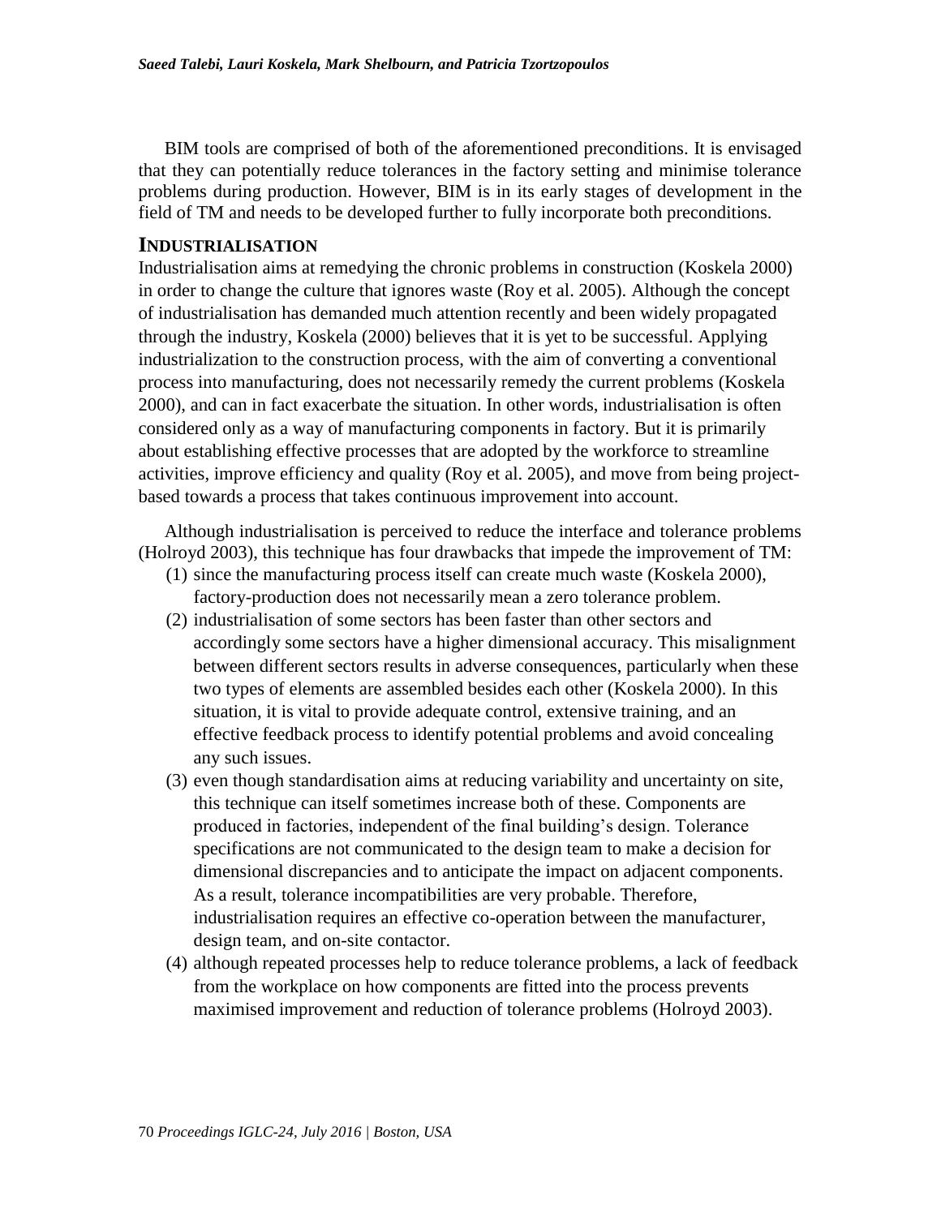BIM tools are comprised of both of the aforementioned preconditions. It is envisaged that they can potentially reduce tolerances in the factory setting and minimise tolerance problems during production. However, BIM is in its early stages of development in the field of TM and needs to be developed further to fully incorporate both preconditions.

## INDUSTRIALISATION

Industrialisation aims at remedying the chronic problems in construction (Koskela 2000) in order to change the culture that ignores waste (Roy et al. 2005). Although the concept of industrialisation has demanded much attention recently and been widely propagated through the industry, Koskela (2000) believes that it is yet to be successful. Applying industrialization to the construction process, with the aim of converting a conventional process into manufacturing, does not necessarily remedy the current problems (Koskela 2000), and can in fact exacerbate the situation. In other words, industrialisation is often considered only as a way of manufacturing components in factory. But it is primarily about establishing effective processes that are adopted by the workforce to streamline activities, improve efficiency and quality (Roy et al. 2005), and move from being project-based towards a process that takes continuous improvement into account.

Although industrialisation is perceived to reduce the interface and tolerance problems (Holroyd 2003), this technique has four drawbacks that impede the improvement of TM:

(1) since the manufacturing process itself can create much waste (Koskela 2000), factory-production does not necessarily mean a zero tolerance problem.

(2) industrialisation of some sectors has been faster than other sectors and accordingly some sectors have a higher dimensional accuracy. This misalignment between different sectors results in adverse consequences, particularly when these two types of elements are assembled besides each other (Koskela 2000). In this situation, it is vital to provide adequate control, extensive training, and an effective feedback process to identify potential problems and avoid concealing any such issues.

(3) even though standardisation aims at reducing variability and uncertainty on site, this technique can itself sometimes increase both of these. Components are produced in factories, independent of the final building's design. Tolerance specifications are not communicated to the design team to make a decision for dimensional discrepancies and to anticipate the impact on adjacent components. As a result, tolerance incompatibilities are very probable. Therefore, industrialisation requires an effective co-operation between the manufacturer, design team, and on-site contactor.

(4) although repeated processes help to reduce tolerance problems, a lack of feedback from the workplace on how components are fitted into the process prevents maximised improvement and reduction of tolerance problems (Holroyd 2003).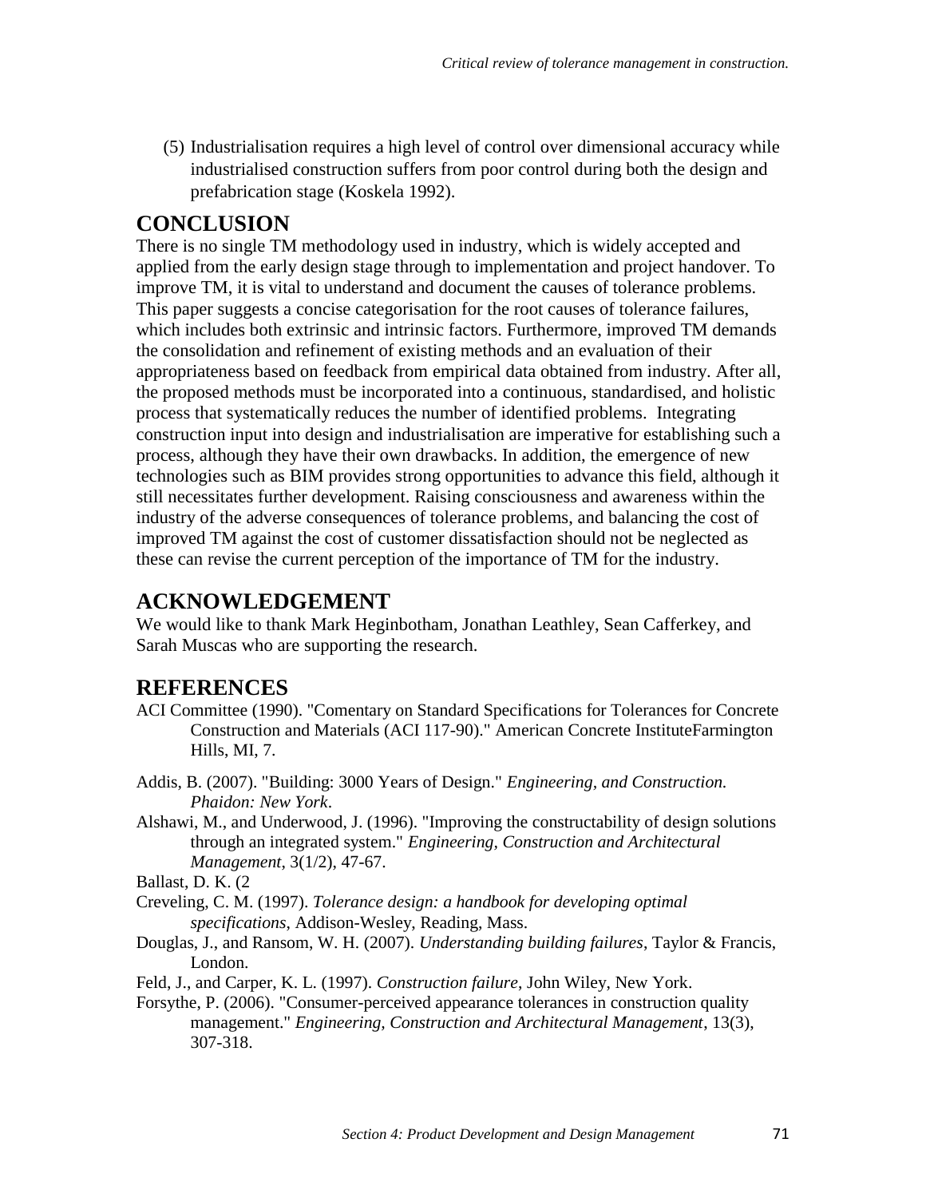(5) Industrialisation requires a high level of control over dimensional accuracy while industrialised construction suffers from poor control during both the design and prefabrication stage (Koskela 1992).

## CONCLUSION

There is no single TM methodology used in industry, which is widely accepted and applied from the early design stage through to implementation and project handover. To improve TM, it is vital to understand and document the causes of tolerance problems. This paper suggests a concise categorisation for the root causes of tolerance failures, which includes both extrinsic and intrinsic factors. Furthermore, improved TM demands the consolidation and refinement of existing methods and an evaluation of their appropriateness based on feedback from empirical data obtained from industry. After all, the proposed methods must be incorporated into a continuous, standardised, and holistic process that systematically reduces the number of identified problems. Integrating construction input into design and industrialisation are imperative for establishing such a process, although they have their own drawbacks. In addition, the emergence of new technologies such as BIM provides strong opportunities to advance this field, although it still necessitates further development. Raising consciousness and awareness within the industry of the adverse consequences of tolerance problems, and balancing the cost of improved TM against the cost of customer dissatisfaction should not be neglected as these can revise the current perception of the importance of TM for the industry.

## ACKNOWLEDGEMENT

We would like to thank Mark Heginbotham, Jonathan Leathley, Sean Cafferkey, and Sarah Muscas who are supporting the research.

## REFERENCES

ACI Committee (1990). "Comentary on Standard Specifications for Tolerances for Concrete Construction and Materials (ACI 117-90)." American Concrete InstituteFarmington Hills, MI, 7.

Addis, B. (2007). "Building: 3000 Years of Design." *Engineering, and Construction. Phaidon: New York*.

Alshawi, M., and Underwood, J. (1996). "Improving the constructability of design solutions through an integrated system." *Engineering, Construction and Architectural Management*, 3(1/2), 47-67.

Ballast, D. K. (2

Creveling, C. M. (1997). *Tolerance design: a handbook for developing optimal specifications*, Addison-Wesley, Reading, Mass.

Douglas, J., and Ransom, W. H. (2007). *Understanding building failures*, Taylor & Francis, London.

Feld, J., and Carper, K. L. (1997). *Construction failure*, John Wiley, New York.

Forsythe, P. (2006). "Consumer-perceived appearance tolerances in construction quality management." *Engineering, Construction and Architectural Management*, 13(3), 307-318.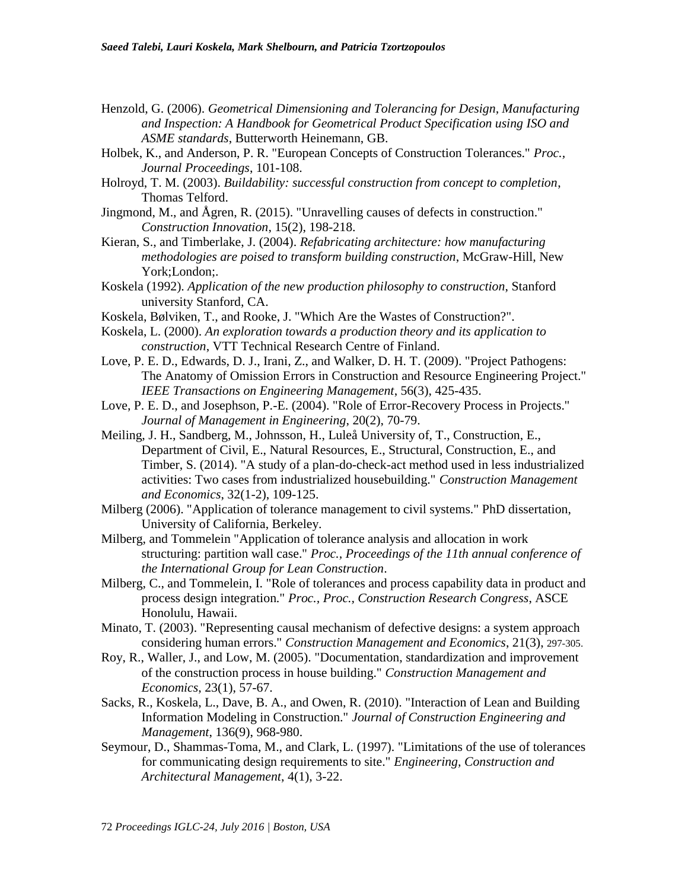Henzold, G. (2006). *Geometrical Dimensioning and Tolerancing for Design, Manufacturing and Inspection: A Handbook for Geometrical Product Specification using ISO and ASME standards*, Butterworth Heinemann, GB.

Holbek, K., and Anderson, P. R. "European Concepts of Construction Tolerances." *Proc., Journal Proceedings*, 101-108.

Holroyd, T. M. (2003). *Buildability: successful construction from concept to completion*, Thomas Telford.

Jingmond, M., and Ågren, R. (2015). "Unravelling causes of defects in construction." *Construction Innovation*, 15(2), 198-218.

Kieran, S., and Timberlake, J. (2004). *Refabricating architecture: how manufacturing methodologies are poised to transform building construction*, McGraw-Hill, New York;London;.

Koskela (1992). *Application of the new production philosophy to construction*, Stanford university Stanford, CA.

Koskela, Bølviken, T., and Rooke, J. "Which Are the Wastes of Construction?".

Koskela, L. (2000). *An exploration towards a production theory and its application to construction*, VTT Technical Research Centre of Finland.

Love, P. E. D., Edwards, D. J., Irani, Z., and Walker, D. H. T. (2009). "Project Pathogens: The Anatomy of Omission Errors in Construction and Resource Engineering Project." *IEEE Transactions on Engineering Management*, 56(3), 425-435.

Love, P. E. D., and Josephson, P.-E. (2004). "Role of Error-Recovery Process in Projects." *Journal of Management in Engineering*, 20(2), 70-79.

Meiling, J. H., Sandberg, M., Johnsson, H., Luleå University of, T., Construction, E., Department of Civil, E., Natural Resources, E., Structural, Construction, E., and Timber, S. (2014). "A study of a plan-do-check-act method used in less industrialized activities: Two cases from industrialized housebuilding." *Construction Management and Economics*, 32(1-2), 109-125.

Milberg (2006). "Application of tolerance management to civil systems." PhD dissertation, University of California, Berkeley.

Milberg, and Tommelein "Application of tolerance analysis and allocation in work structuring: partition wall case." *Proc., Proceedings of the 11th annual conference of the International Group for Lean Construction*.

Milberg, C., and Tommelein, I. "Role of tolerances and process capability data in product and process design integration." *Proc., Proc., Construction Research Congress*, ASCE Honolulu, Hawaii.

Minato, T. (2003). "Representing causal mechanism of defective designs: a system approach considering human errors." *Construction Management and Economics*, 21(3), 297-305.

Roy, R., Waller, J., and Low, M. (2005). "Documentation, standardization and improvement of the construction process in house building." *Construction Management and Economics*, 23(1), 57-67.

Sacks, R., Koskela, L., Dave, B. A., and Owen, R. (2010). "Interaction of Lean and Building Information Modeling in Construction." *Journal of Construction Engineering and Management*, 136(9), 968-980.

Seymour, D., Shammas-Toma, M., and Clark, L. (1997). "Limitations of the use of tolerances for communicating design requirements to site." *Engineering, Construction and Architectural Management*, 4(1), 3-22.